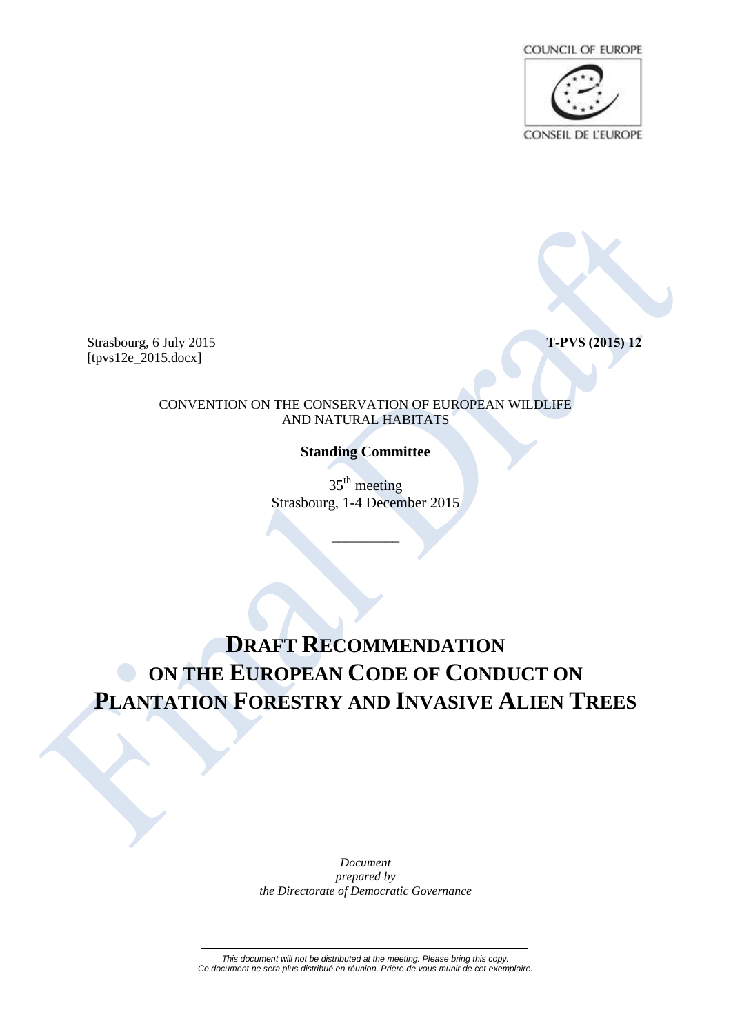COUNCIL OF EUROPE

CONSEIL DE L'EUROPE

Strasbourg, 6 July 2015
[tpvs12e_2015.docx]

**T-PVS (2015) 12**

CONVENTION ON THE CONSERVATION OF EUROPEAN WILDLIFE AND NATURAL HABITATS

**Standing Committee**

35th meeting
Strasbourg, 1-4 December 2015

---

# DRAFT RECOMMENDATION ON THE EUROPEAN CODE OF CONDUCT ON PLANTATION FORESTRY AND INVASIVE ALIEN TREES

*Document prepared by the Directorate of Democratic Governance*

---

*This document will not be distributed at the meeting. Please bring this copy.*
*Ce document ne sera plus distribué en réunion. Prière de vous munir de cet exemplaire.*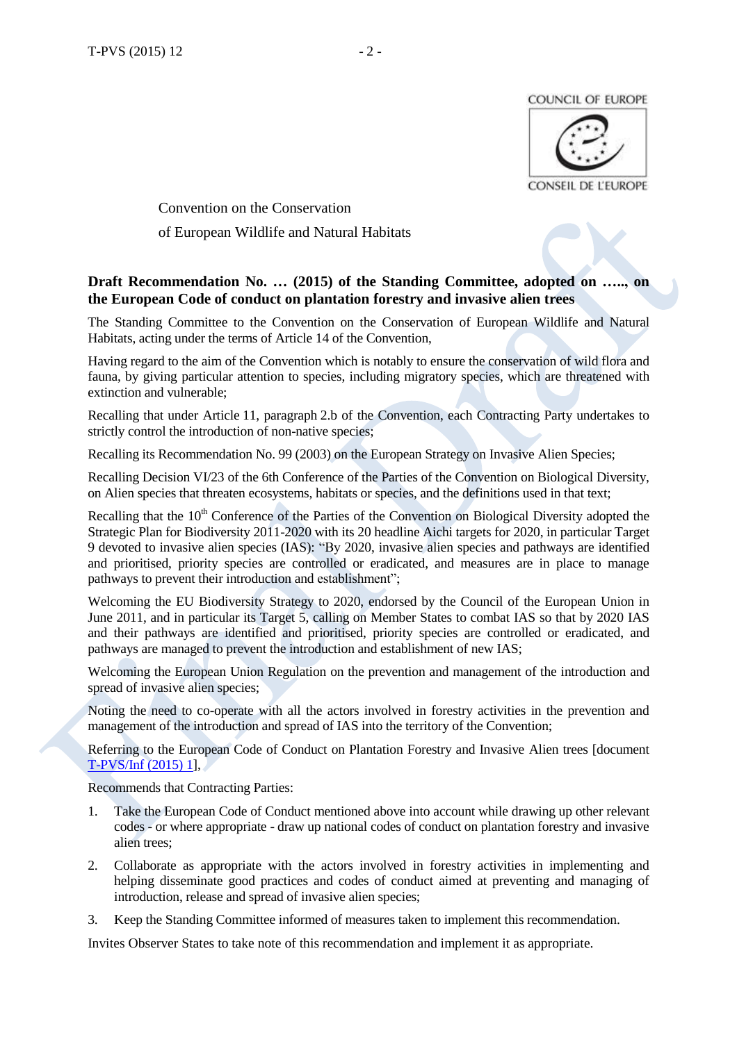COUNCIL OF EUROPE

CONSEIL DE L'EUROPE

Convention on the Conservation
of European Wildlife and Natural Habitats

**Draft Recommendation No. … (2015) of the Standing Committee, adopted on ….., on the European Code of conduct on plantation forestry and invasive alien trees**

The Standing Committee to the Convention on the Conservation of European Wildlife and Natural Habitats, acting under the terms of Article 14 of the Convention,

Having regard to the aim of the Convention which is notably to ensure the conservation of wild flora and fauna, by giving particular attention to species, including migratory species, which are threatened with extinction and vulnerable;

Recalling that under Article 11, paragraph 2.b of the Convention, each Contracting Party undertakes to strictly control the introduction of non-native species;

Recalling its Recommendation No. 99 (2003) on the European Strategy on Invasive Alien Species;

Recalling Decision VI/23 of the 6th Conference of the Parties of the Convention on Biological Diversity, on Alien species that threaten ecosystems, habitats or species, and the definitions used in that text;

Recalling that the 10th Conference of the Parties of the Convention on Biological Diversity adopted the Strategic Plan for Biodiversity 2011-2020 with its 20 headline Aichi targets for 2020, in particular Target 9 devoted to invasive alien species (IAS): "By 2020, invasive alien species and pathways are identified and prioritised, priority species are controlled or eradicated, and measures are in place to manage pathways to prevent their introduction and establishment";

Welcoming the EU Biodiversity Strategy to 2020, endorsed by the Council of the European Union in June 2011, and in particular its Target 5, calling on Member States to combat IAS so that by 2020 IAS and their pathways are identified and prioritised, priority species are controlled or eradicated, and pathways are managed to prevent the introduction and establishment of new IAS;

Welcoming the European Union Regulation on the prevention and management of the introduction and spread of invasive alien species;

Noting the need to co-operate with all the actors involved in forestry activities in the prevention and management of the introduction and spread of IAS into the territory of the Convention;

Referring to the European Code of Conduct on Plantation Forestry and Invasive Alien trees [document T-PVS/Inf (2015) 1],

Recommends that Contracting Parties:

1. Take the European Code of Conduct mentioned above into account while drawing up other relevant codes - or where appropriate - draw up national codes of conduct on plantation forestry and invasive alien trees;
2. Collaborate as appropriate with the actors involved in forestry activities in implementing and helping disseminate good practices and codes of conduct aimed at preventing and managing of introduction, release and spread of invasive alien species;
3. Keep the Standing Committee informed of measures taken to implement this recommendation.

Invites Observer States to take note of this recommendation and implement it as appropriate.